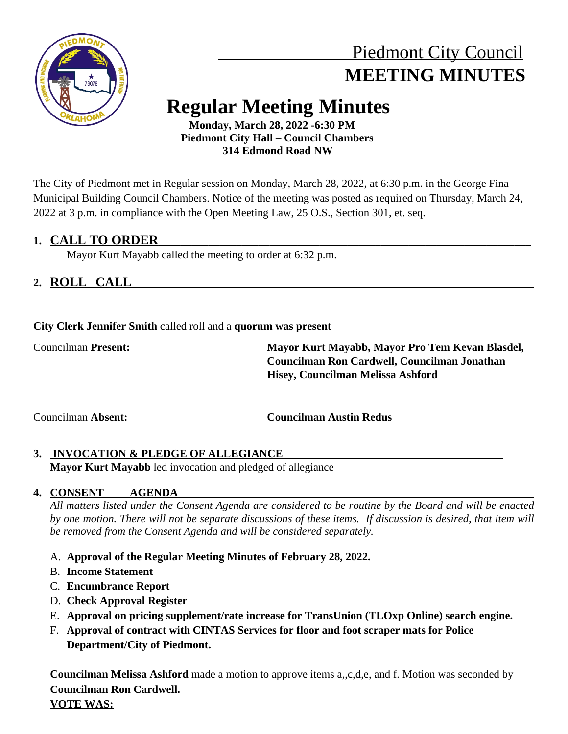# Piedmont City Council
# MEETING MINUTES

## Regular Meeting Minutes

**Monday, March 28, 2022 -6:30 PM**
**Piedmont City Hall – Council Chambers**
**314 Edmond Road NW**

The City of Piedmont met in Regular session on Monday, March 28, 2022, at 6:30 p.m. in the George Fina Municipal Building Council Chambers. Notice of the meeting was posted as required on Thursday, March 24, 2022 at 3 p.m. in compliance with the Open Meeting Law, 25 O.S., Section 301, et. seq.

### 1. CALL TO ORDER

Mayor Kurt Mayabb called the meeting to order at 6:32 p.m.

### 2. ROLL CALL

**City Clerk Jennifer Smith** called roll and a **quorum was present**

Councilman **Present:** **Mayor Kurt Mayabb, Mayor Pro Tem Kevan Blasdel, Councilman Ron Cardwell, Councilman Jonathan Hisey, Councilman Melissa Ashford**

Councilman **Absent:** **Councilman Austin Redus**

### 3. INVOCATION & PLEDGE OF ALLEGIANCE

**Mayor Kurt Mayabb** led invocation and pledged of allegiance

### 4. CONSENT AGENDA

*All matters listed under the Consent Agenda are considered to be routine by the Board and will be enacted by one motion. There will not be separate discussions of these items. If discussion is desired, that item will be removed from the Consent Agenda and will be considered separately.*

A. **Approval of the Regular Meeting Minutes of February 28, 2022.**
B. **Income Statement**
C. **Encumbrance Report**
D. **Check Approval Register**
E. **Approval on pricing supplement/rate increase for TransUnion (TLOxp Online) search engine.**
F. **Approval of contract with CINTAS Services for floor and foot scraper mats for Police Department/City of Piedmont.**

**Councilman Melissa Ashford** made a motion to approve items a,,c,d,e, and f. Motion was seconded by **Councilman Ron Cardwell.**

**VOTE WAS:**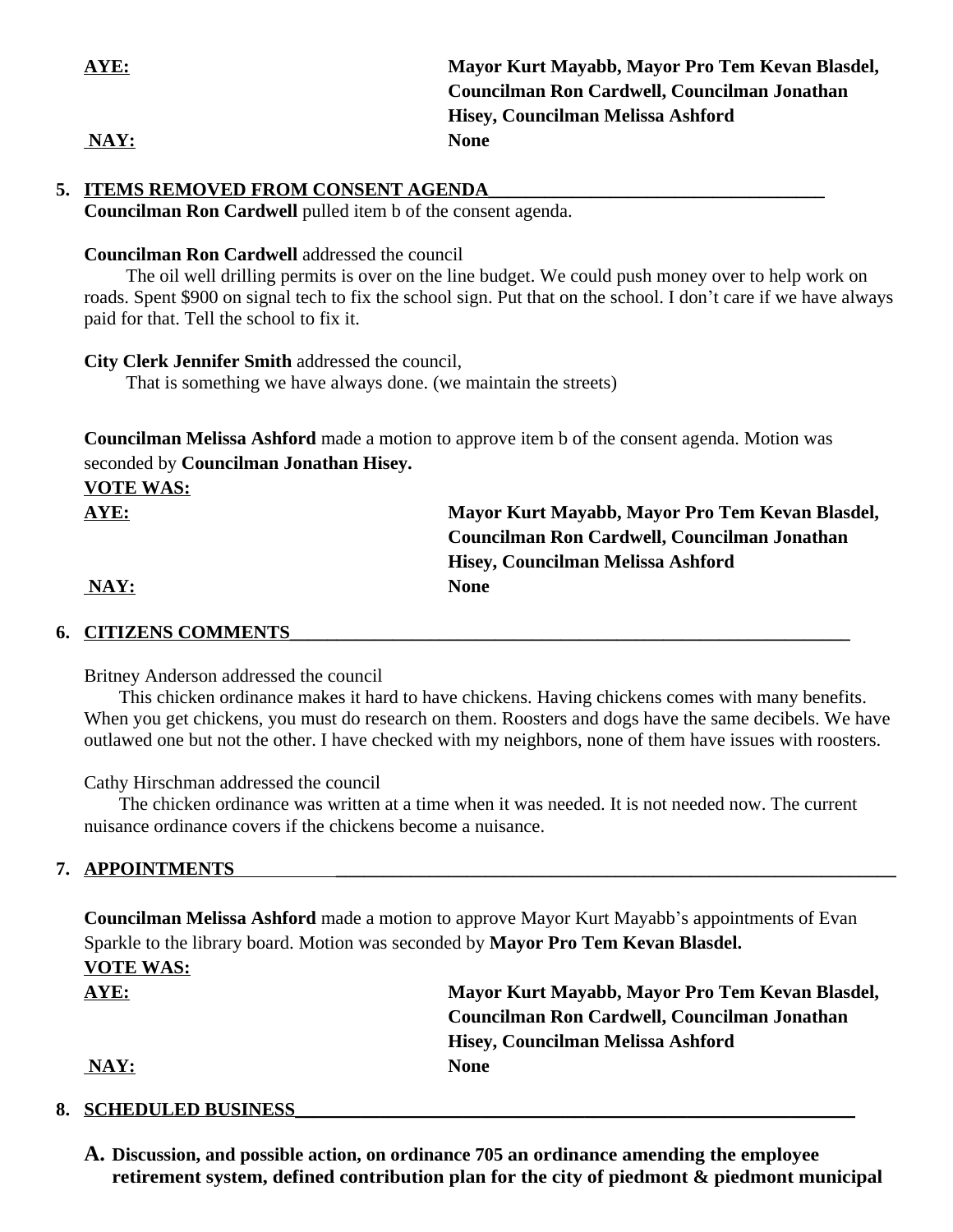**AYE:** Mayor Kurt Mayabb, Mayor Pro Tem Kevan Blasdel, Councilman Ron Cardwell, Councilman Jonathan Hisey, Councilman Melissa Ashford

**NAY:** None

5. **ITEMS REMOVED FROM CONSENT AGENDA**

**Councilman Ron Cardwell** pulled item b of the consent agenda.

**Councilman Ron Cardwell** addressed the council

The oil well drilling permits is over on the line budget. We could push money over to help work on roads. Spent $900 on signal tech to fix the school sign. Put that on the school. I don't care if we have always paid for that. Tell the school to fix it.

**City Clerk Jennifer Smith** addressed the council,

That is something we have always done. (we maintain the streets)

**Councilman Melissa Ashford** made a motion to approve item b of the consent agenda. Motion was seconded by **Councilman Jonathan Hisey.**

**VOTE WAS:**

**AYE:** Mayor Kurt Mayabb, Mayor Pro Tem Kevan Blasdel, Councilman Ron Cardwell, Councilman Jonathan Hisey, Councilman Melissa Ashford

**NAY:** None

6. **CITIZENS COMMENTS**

Britney Anderson addressed the council

This chicken ordinance makes it hard to have chickens. Having chickens comes with many benefits. When you get chickens, you must do research on them. Roosters and dogs have the same decibels. We have outlawed one but not the other. I have checked with my neighbors, none of them have issues with roosters.

Cathy Hirschman addressed the council

The chicken ordinance was written at a time when it was needed. It is not needed now. The current nuisance ordinance covers if the chickens become a nuisance.

7. **APPOINTMENTS**

**Councilman Melissa Ashford** made a motion to approve Mayor Kurt Mayabb's appointments of Evan Sparkle to the library board. Motion was seconded by **Mayor Pro Tem Kevan Blasdel.**

**VOTE WAS:**

**AYE:** Mayor Kurt Mayabb, Mayor Pro Tem Kevan Blasdel, Councilman Ron Cardwell, Councilman Jonathan Hisey, Councilman Melissa Ashford

**NAY:** None

8. **SCHEDULED BUSINESS**

**A. Discussion, and possible action, on ordinance 705 an ordinance amending the employee retirement system, defined contribution plan for the city of piedmont & piedmont municipal**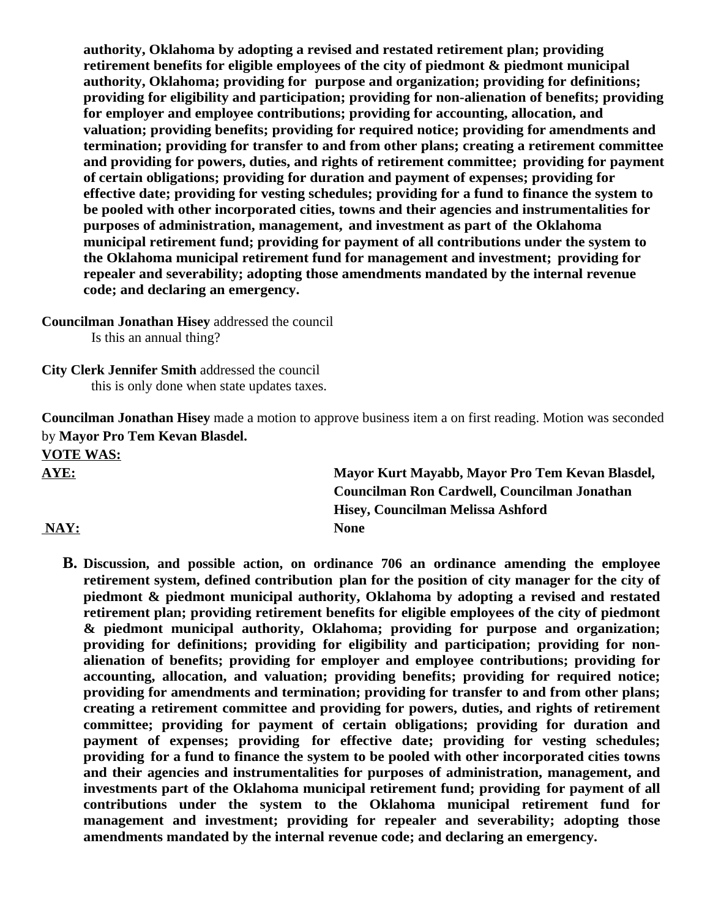**authority, Oklahoma by adopting a revised and restated retirement plan; providing retirement benefits for eligible employees of the city of piedmont & piedmont municipal authority, Oklahoma; providing for purpose and organization; providing for definitions; providing for eligibility and participation; providing for non-alienation of benefits; providing for employer and employee contributions; providing for accounting, allocation, and valuation; providing benefits; providing for required notice; providing for amendments and termination; providing for transfer to and from other plans; creating a retirement committee and providing for powers, duties, and rights of retirement committee; providing for payment of certain obligations; providing for duration and payment of expenses; providing for effective date; providing for vesting schedules; providing for a fund to finance the system to be pooled with other incorporated cities, towns and their agencies and instrumentalities for purposes of administration, management, and investment as part of the Oklahoma municipal retirement fund; providing for payment of all contributions under the system to the Oklahoma municipal retirement fund for management and investment; providing for repealer and severability; adopting those amendments mandated by the internal revenue code; and declaring an emergency.**

**Councilman Jonathan Hisey** addressed the council
Is this an annual thing?

**City Clerk Jennifer Smith** addressed the council
this is only done when state updates taxes.

**Councilman Jonathan Hisey** made a motion to approve business item a on first reading. Motion was seconded by **Mayor Pro Tem Kevan Blasdel.**

**VOTE WAS:**

**AYE:** **Mayor Kurt Mayabb, Mayor Pro Tem Kevan Blasdel, Councilman Ron Cardwell, Councilman Jonathan Hisey, Councilman Melissa Ashford**

**NAY:** **None**

**B. Discussion, and possible action, on ordinance 706 an ordinance amending the employee retirement system, defined contribution plan for the position of city manager for the city of piedmont & piedmont municipal authority, Oklahoma by adopting a revised and restated retirement plan; providing retirement benefits for eligible employees of the city of piedmont & piedmont municipal authority, Oklahoma; providing for purpose and organization; providing for definitions; providing for eligibility and participation; providing for non-alienation of benefits; providing for employer and employee contributions; providing for accounting, allocation, and valuation; providing benefits; providing for required notice; providing for amendments and termination; providing for transfer to and from other plans; creating a retirement committee and providing for powers, duties, and rights of retirement committee; providing for payment of certain obligations; providing for duration and payment of expenses; providing for effective date; providing for vesting schedules; providing for a fund to finance the system to be pooled with other incorporated cities towns and their agencies and instrumentalities for purposes of administration, management, and investments part of the Oklahoma municipal retirement fund; providing for payment of all contributions under the system to the Oklahoma municipal retirement fund for management and investment; providing for repealer and severability; adopting those amendments mandated by the internal revenue code; and declaring an emergency.**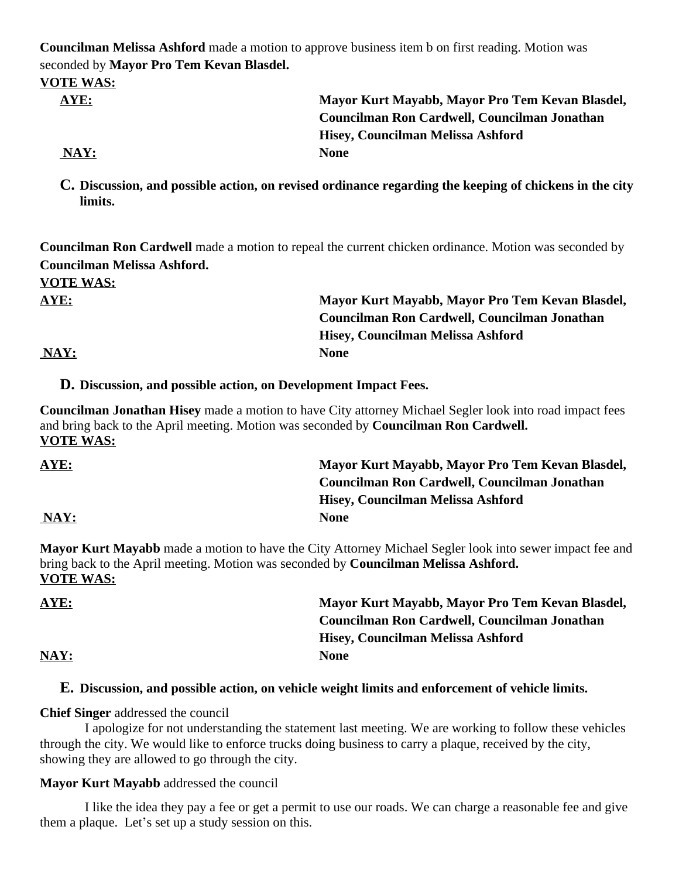**Councilman Melissa Ashford** made a motion to approve business item b on first reading. Motion was seconded by **Mayor Pro Tem Kevan Blasdel.**

**VOTE WAS:**

**AYE:** **Mayor Kurt Mayabb, Mayor Pro Tem Kevan Blasdel, Councilman Ron Cardwell, Councilman Jonathan Hisey, Councilman Melissa Ashford**

**NAY:** **None**

**C. Discussion, and possible action, on revised ordinance regarding the keeping of chickens in the city limits.**

**Councilman Ron Cardwell** made a motion to repeal the current chicken ordinance. Motion was seconded by **Councilman Melissa Ashford.**

**VOTE WAS:**

**AYE:** **Mayor Kurt Mayabb, Mayor Pro Tem Kevan Blasdel, Councilman Ron Cardwell, Councilman Jonathan Hisey, Councilman Melissa Ashford**

**NAY:** **None**

**D. Discussion, and possible action, on Development Impact Fees.**

**Councilman Jonathan Hisey** made a motion to have City attorney Michael Segler look into road impact fees and bring back to the April meeting. Motion was seconded by **Councilman Ron Cardwell.**

**VOTE WAS:**

**AYE:** **Mayor Kurt Mayabb, Mayor Pro Tem Kevan Blasdel, Councilman Ron Cardwell, Councilman Jonathan Hisey, Councilman Melissa Ashford**

**NAY:** **None**

**Mayor Kurt Mayabb** made a motion to have the City Attorney Michael Segler look into sewer impact fee and bring back to the April meeting. Motion was seconded by **Councilman Melissa Ashford.**

**VOTE WAS:**

**AYE:** **Mayor Kurt Mayabb, Mayor Pro Tem Kevan Blasdel, Councilman Ron Cardwell, Councilman Jonathan Hisey, Councilman Melissa Ashford**

**NAY:** **None**

**E. Discussion, and possible action, on vehicle weight limits and enforcement of vehicle limits.**

**Chief Singer** addressed the council

I apologize for not understanding the statement last meeting. We are working to follow these vehicles through the city. We would like to enforce trucks doing business to carry a plaque, received by the city, showing they are allowed to go through the city.

**Mayor Kurt Mayabb** addressed the council

I like the idea they pay a fee or get a permit to use our roads. We can charge a reasonable fee and give them a plaque. Let's set up a study session on this.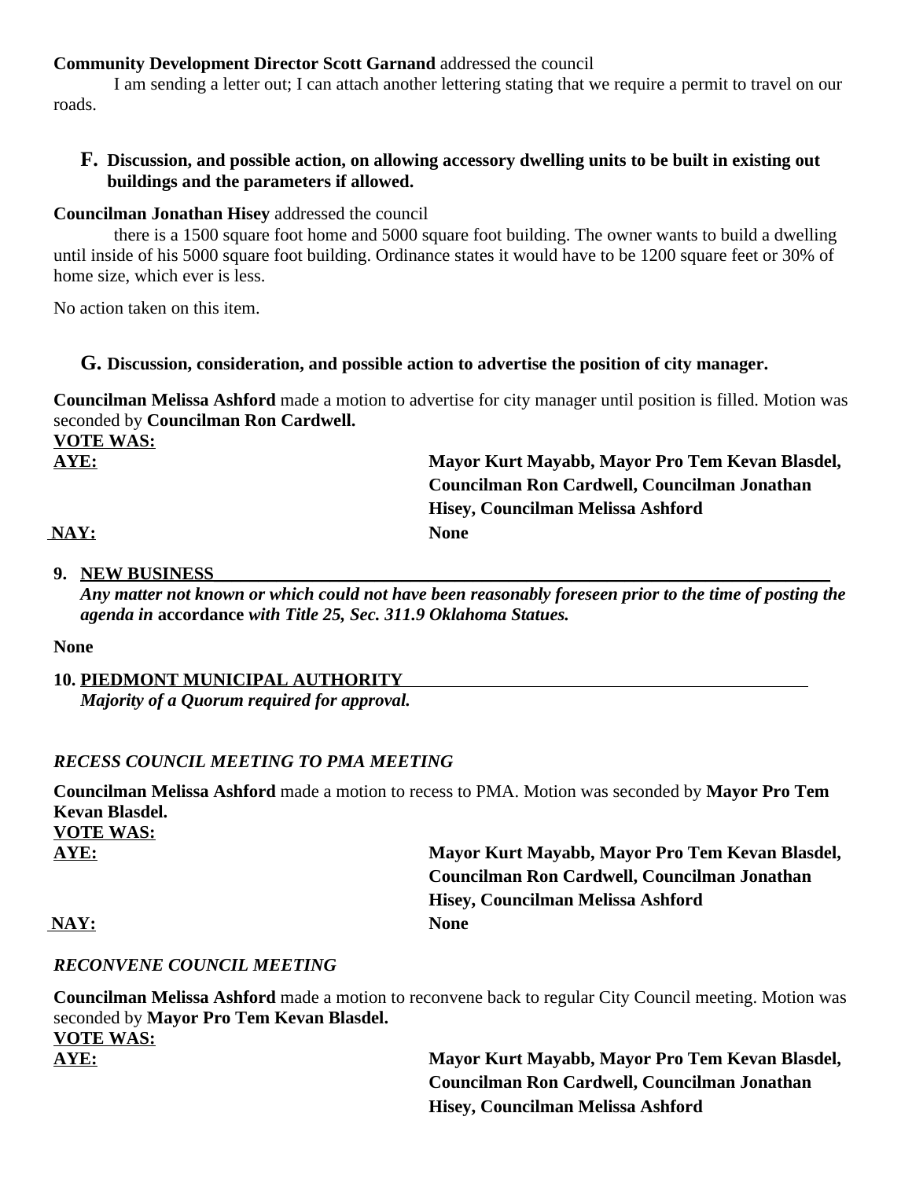**Community Development Director Scott Garnand** addressed the council

I am sending a letter out; I can attach another lettering stating that we require a permit to travel on our roads.

**F. Discussion, and possible action, on allowing accessory dwelling units to be built in existing out buildings and the parameters if allowed.**

**Councilman Jonathan Hisey** addressed the council

there is a 1500 square foot home and 5000 square foot building. The owner wants to build a dwelling until inside of his 5000 square foot building. Ordinance states it would have to be 1200 square feet or 30% of home size, which ever is less.

No action taken on this item.

**G. Discussion, consideration, and possible action to advertise the position of city manager.**

**Councilman Melissa Ashford** made a motion to advertise for city manager until position is filled. Motion was seconded by **Councilman Ron Cardwell.**

**VOTE WAS:**

**AYE:** **Mayor Kurt Mayabb, Mayor Pro Tem Kevan Blasdel, Councilman Ron Cardwell, Councilman Jonathan Hisey, Councilman Melissa Ashford**

**NAY:** **None**

**9. NEW BUSINESS**

***Any matter not known or which could not have been reasonably foreseen prior to the time of posting the agenda in* accordance *with Title 25, Sec. 311.9 Oklahoma Statues.***

**None**

**10. PIEDMONT MUNICIPAL AUTHORITY**

***Majority of a Quorum required for approval.***

***RECESS COUNCIL MEETING TO PMA MEETING***

**Councilman Melissa Ashford** made a motion to recess to PMA. Motion was seconded by **Mayor Pro Tem Kevan Blasdel.**

**VOTE WAS:**

**AYE:** **Mayor Kurt Mayabb, Mayor Pro Tem Kevan Blasdel, Councilman Ron Cardwell, Councilman Jonathan Hisey, Councilman Melissa Ashford**

**NAY:** **None**

***RECONVENE COUNCIL MEETING***

**Councilman Melissa Ashford** made a motion to reconvene back to regular City Council meeting. Motion was seconded by **Mayor Pro Tem Kevan Blasdel.**

**VOTE WAS:**

**AYE:** **Mayor Kurt Mayabb, Mayor Pro Tem Kevan Blasdel, Councilman Ron Cardwell, Councilman Jonathan Hisey, Councilman Melissa Ashford**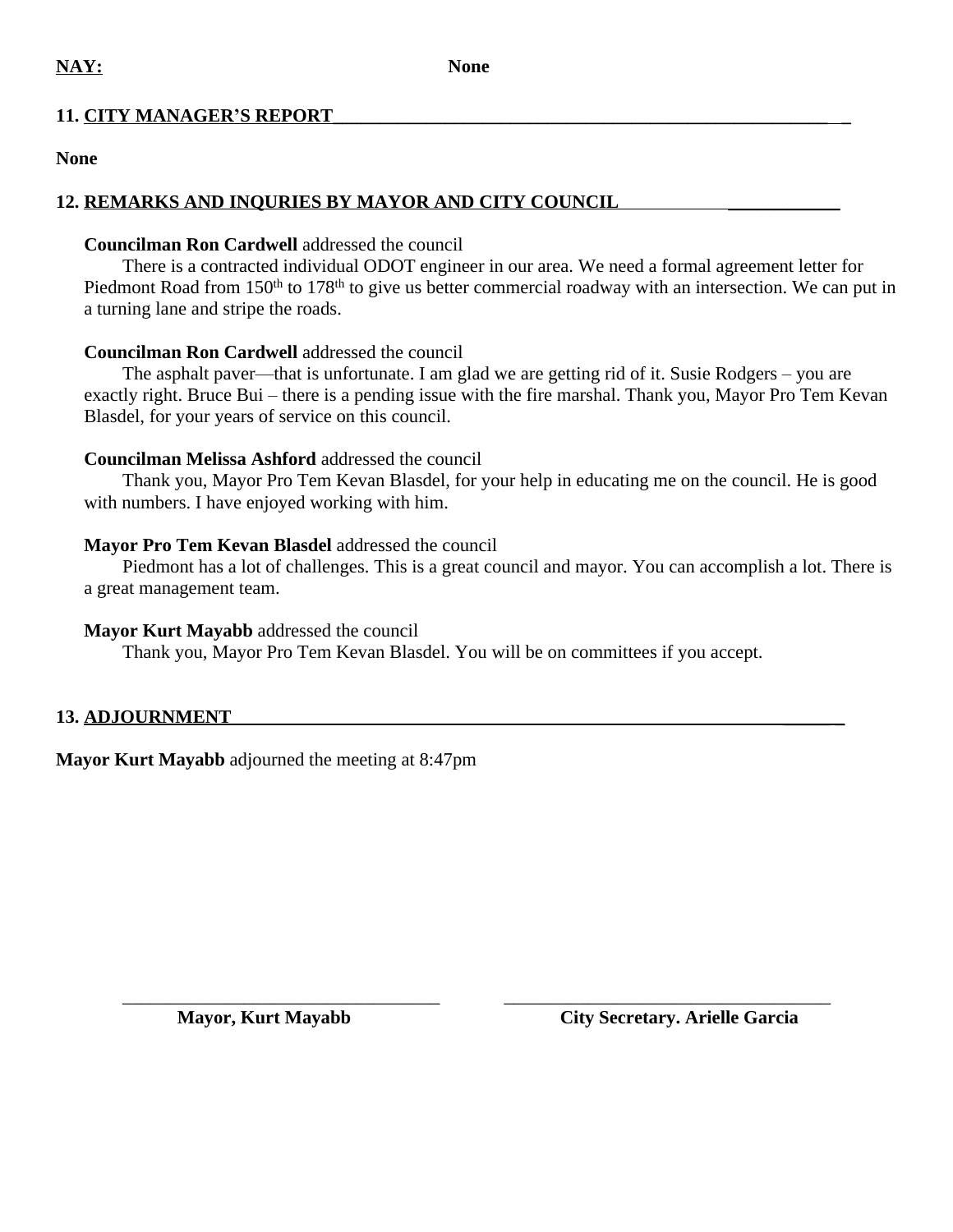**NAY:** **None**

**11. CITY MANAGER'S REPORT**

**None**

**12. REMARKS AND INQURIES BY MAYOR AND CITY COUNCIL**

**Councilman Ron Cardwell** addressed the council

There is a contracted individual ODOT engineer in our area. We need a formal agreement letter for Piedmont Road from 150th to 178th to give us better commercial roadway with an intersection. We can put in a turning lane and stripe the roads.

**Councilman Ron Cardwell** addressed the council

The asphalt paver—that is unfortunate. I am glad we are getting rid of it. Susie Rodgers – you are exactly right. Bruce Bui – there is a pending issue with the fire marshal. Thank you, Mayor Pro Tem Kevan Blasdel, for your years of service on this council.

**Councilman Melissa Ashford** addressed the council

Thank you, Mayor Pro Tem Kevan Blasdel, for your help in educating me on the council. He is good with numbers. I have enjoyed working with him.

**Mayor Pro Tem Kevan Blasdel** addressed the council

Piedmont has a lot of challenges. This is a great council and mayor. You can accomplish a lot. There is a great management team.

**Mayor Kurt Mayabb** addressed the council

Thank you, Mayor Pro Tem Kevan Blasdel. You will be on committees if you accept.

**13. ADJOURNMENT**

**Mayor Kurt Mayabb** adjourned the meeting at 8:47pm

\_\_\_\_\_\_\_\_\_\_\_\_\_\_\_\_\_\_\_\_\_\_\_\_\_\_\_\_\_\_\_\_\_\_\_
**Mayor, Kurt Mayabb**

\_\_\_\_\_\_\_\_\_\_\_\_\_\_\_\_\_\_\_\_\_\_\_\_\_\_\_\_\_\_\_\_\_\_\_
**City Secretary. Arielle Garcia**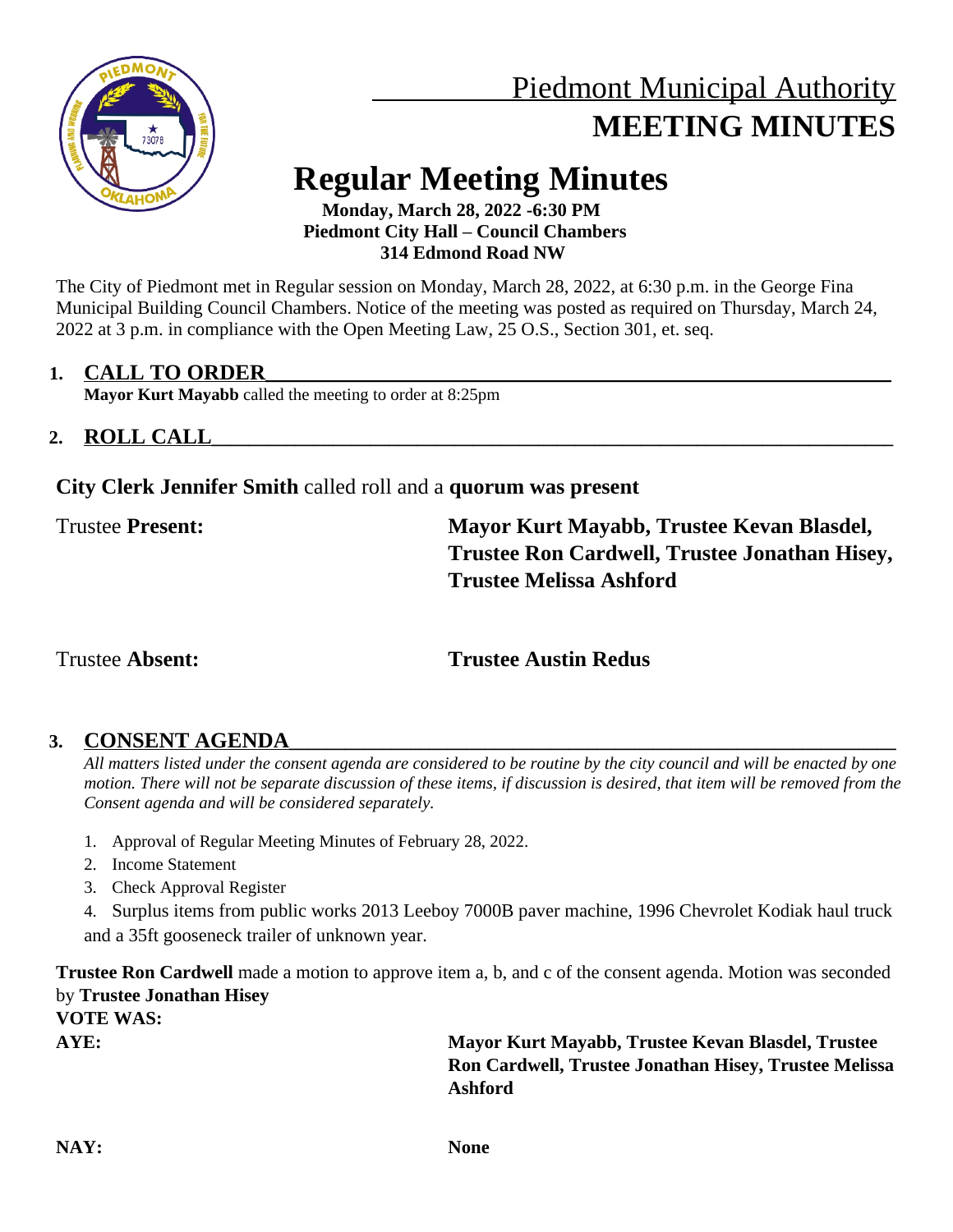# Piedmont Municipal Authority
# MEETING MINUTES

# Regular Meeting Minutes

**Monday, March 28, 2022 -6:30 PM**
**Piedmont City Hall – Council Chambers**
**314 Edmond Road NW**

The City of Piedmont met in Regular session on Monday, March 28, 2022, at 6:30 p.m. in the George Fina Municipal Building Council Chambers. Notice of the meeting was posted as required on Thursday, March 24, 2022 at 3 p.m. in compliance with the Open Meeting Law, 25 O.S., Section 301, et. seq.

## 1. CALL TO ORDER

**Mayor Kurt Mayabb** called the meeting to order at 8:25pm

## 2. ROLL CALL

**City Clerk Jennifer Smith** called roll and a **quorum was present**

Trustee **Present:** **Mayor Kurt Mayabb, Trustee Kevan Blasdel, Trustee Ron Cardwell, Trustee Jonathan Hisey, Trustee Melissa Ashford**

Trustee **Absent:** **Trustee Austin Redus**

## 3. CONSENT AGENDA

*All matters listed under the consent agenda are considered to be routine by the city council and will be enacted by one motion. There will not be separate discussion of these items, if discussion is desired, that item will be removed from the Consent agenda and will be considered separately.*

1. Approval of Regular Meeting Minutes of February 28, 2022.
2. Income Statement
3. Check Approval Register
4. Surplus items from public works 2013 Leeboy 7000B paver machine, 1996 Chevrolet Kodiak haul truck and a 35ft gooseneck trailer of unknown year.

**Trustee Ron Cardwell** made a motion to approve item a, b, and c of the consent agenda. Motion was seconded by **Trustee Jonathan Hisey**

**VOTE WAS:**

**AYE:** **Mayor Kurt Mayabb, Trustee Kevan Blasdel, Trustee Ron Cardwell, Trustee Jonathan Hisey, Trustee Melissa Ashford**

**NAY:** **None**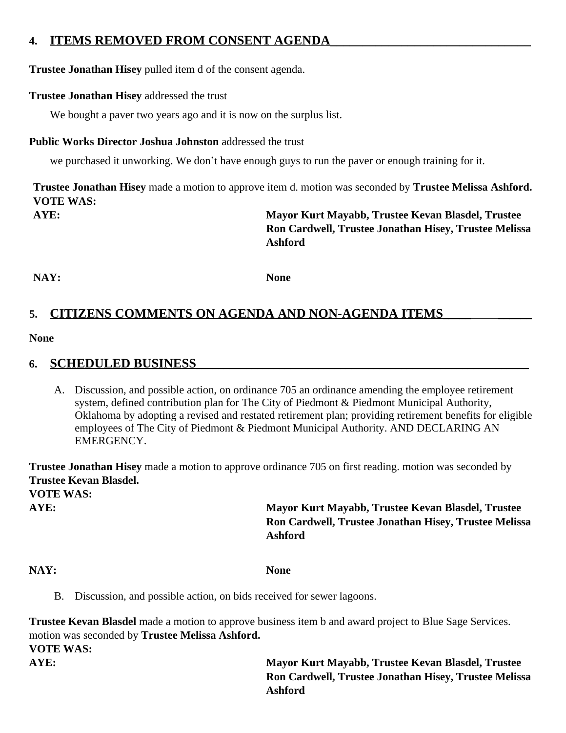## 4. ITEMS REMOVED FROM CONSENT AGENDA

**Trustee Jonathan Hisey** pulled item d of the consent agenda.

**Trustee Jonathan Hisey** addressed the trust

We bought a paver two years ago and it is now on the surplus list.

**Public Works Director Joshua Johnston** addressed the trust

we purchased it unworking. We don't have enough guys to run the paver or enough training for it.

**Trustee Jonathan Hisey** made a motion to approve item d. motion was seconded by **Trustee Melissa Ashford.**

**VOTE WAS:**

**AYE:** **Mayor Kurt Mayabb, Trustee Kevan Blasdel, Trustee Ron Cardwell, Trustee Jonathan Hisey, Trustee Melissa Ashford**

**NAY:** **None**

## 5. CITIZENS COMMENTS ON AGENDA AND NON-AGENDA ITEMS

**None**

## 6. SCHEDULED BUSINESS

A. Discussion, and possible action, on ordinance 705 an ordinance amending the employee retirement system, defined contribution plan for The City of Piedmont & Piedmont Municipal Authority, Oklahoma by adopting a revised and restated retirement plan; providing retirement benefits for eligible employees of The City of Piedmont & Piedmont Municipal Authority. AND DECLARING AN EMERGENCY.

**Trustee Jonathan Hisey** made a motion to approve ordinance 705 on first reading. motion was seconded by **Trustee Kevan Blasdel.**

**VOTE WAS:**

**AYE:** **Mayor Kurt Mayabb, Trustee Kevan Blasdel, Trustee Ron Cardwell, Trustee Jonathan Hisey, Trustee Melissa Ashford**

**NAY:** **None**

B. Discussion, and possible action, on bids received for sewer lagoons.

**Trustee Kevan Blasdel** made a motion to approve business item b and award project to Blue Sage Services. motion was seconded by **Trustee Melissa Ashford.**

**VOTE WAS:**

**AYE:** **Mayor Kurt Mayabb, Trustee Kevan Blasdel, Trustee Ron Cardwell, Trustee Jonathan Hisey, Trustee Melissa Ashford**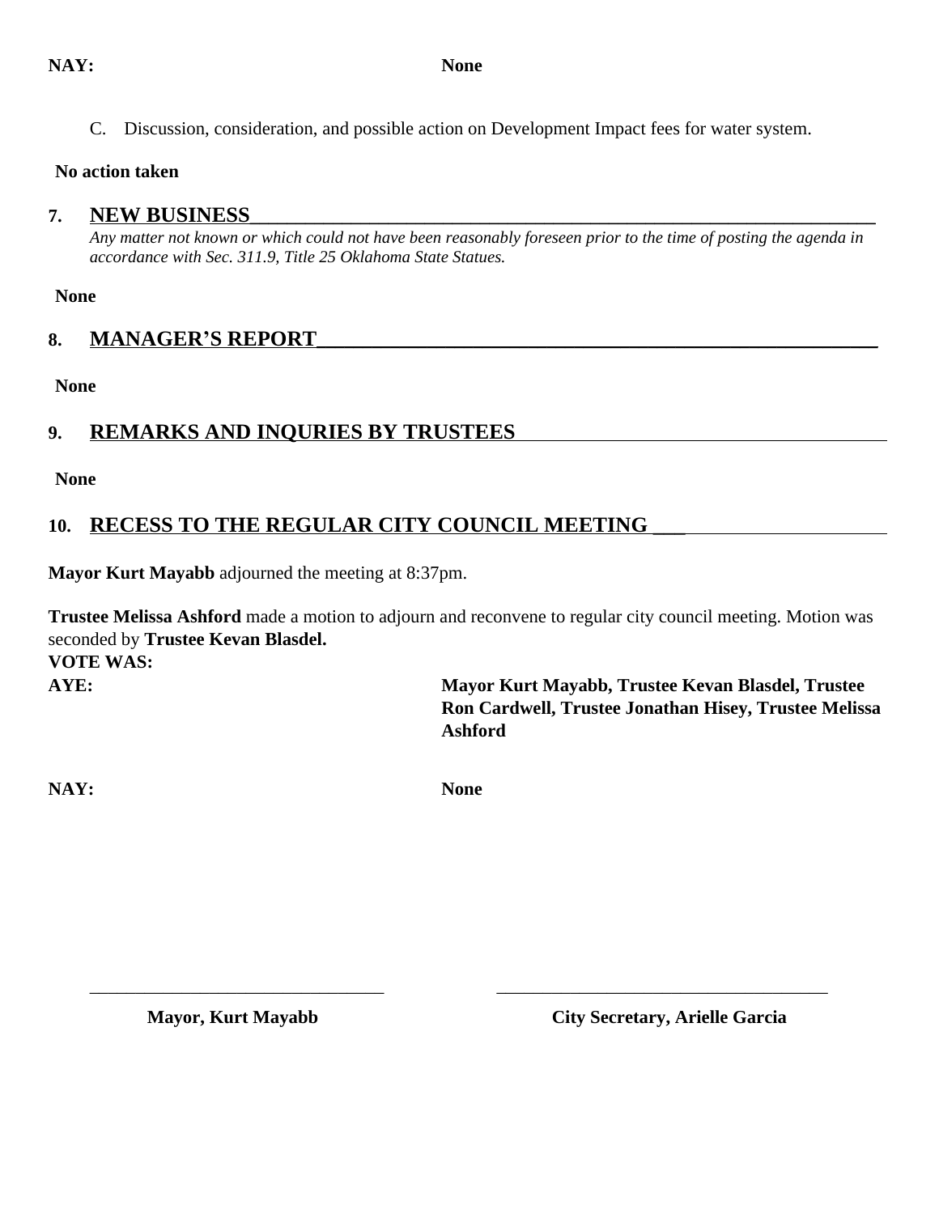**NAY:** **None**

C. Discussion, consideration, and possible action on Development Impact fees for water system.

**No action taken**

## 7. NEW BUSINESS

*Any matter not known or which could not have been reasonably foreseen prior to the time of posting the agenda in accordance with Sec. 311.9, Title 25 Oklahoma State Statues.*

**None**

## 8. MANAGER'S REPORT

**None**

## 9. REMARKS AND INQURIES BY TRUSTEES

**None**

## 10. RECESS TO THE REGULAR CITY COUNCIL MEETING ___

**Mayor Kurt Mayabb** adjourned the meeting at 8:37pm.

**Trustee Melissa Ashford** made a motion to adjourn and reconvene to regular city council meeting. Motion was seconded by **Trustee Kevan Blasdel.**

**VOTE WAS:**

**AYE:** **Mayor Kurt Mayabb, Trustee Kevan Blasdel, Trustee Ron Cardwell, Trustee Jonathan Hisey, Trustee Melissa Ashford**

**NAY:** **None**

\_\_\_\_\_\_\_\_\_\_\_\_\_\_\_\_\_\_\_\_\_\_\_\_\_\_\_\_\_\_\_\_
**Mayor, Kurt Mayabb**

\_\_\_\_\_\_\_\_\_\_\_\_\_\_\_\_\_\_\_\_\_\_\_\_\_\_\_\_\_\_\_\_
**City Secretary, Arielle Garcia**